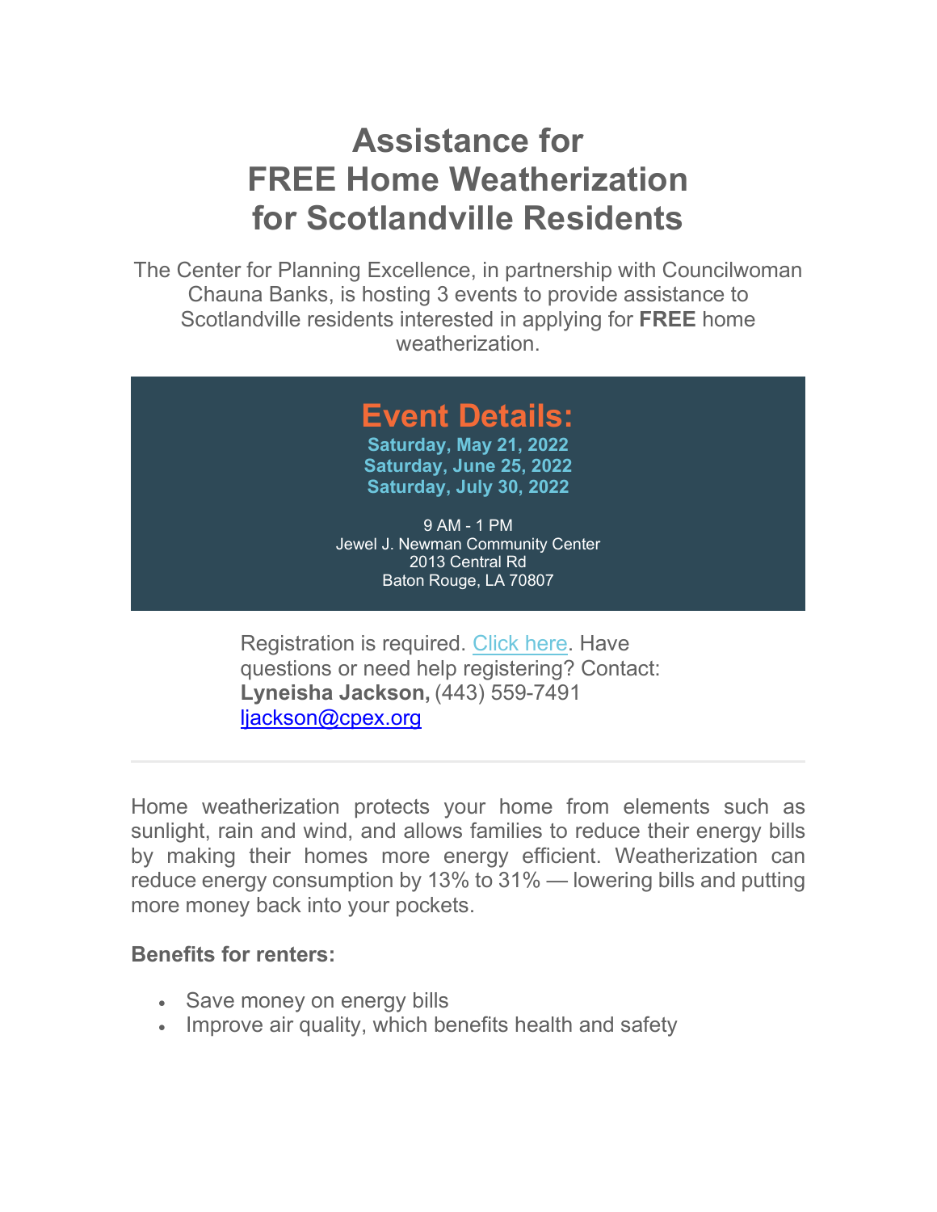# Assistance for FREE Home Weatherization for Scotlandville Residents

The Center for Planning Excellence, in partnership with Councilwoman Chauna Banks, is hosting 3 events to provide assistance to Scotlandville residents interested in applying for **FREE** home weatherization.

## Event Details:

**Saturday, May 21, 2022**
**Saturday, June 25, 2022**
**Saturday, July 30, 2022**

9 AM - 1 PM
Jewel J. Newman Community Center
2013 Central Rd
Baton Rouge, LA 70807

Registration is required. Click here. Have questions or need help registering? Contact:
**Lyneisha Jackson,** (443) 559-7491
ljackson@cpex.org

---

Home weatherization protects your home from elements such as sunlight, rain and wind, and allows families to reduce their energy bills by making their homes more energy efficient. Weatherization can reduce energy consumption by 13% to 31% — lowering bills and putting more money back into your pockets.

**Benefits for renters:**

- Save money on energy bills
- Improve air quality, which benefits health and safety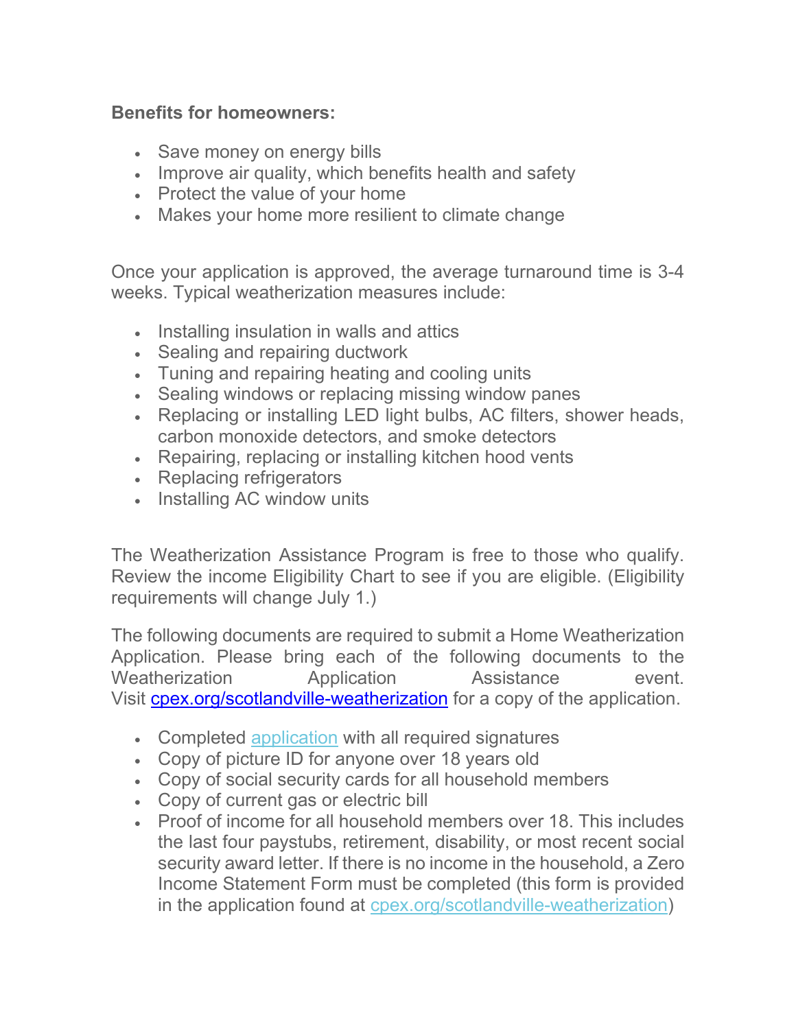**Benefits for homeowners:**

- Save money on energy bills
- Improve air quality, which benefits health and safety
- Protect the value of your home
- Makes your home more resilient to climate change

Once your application is approved, the average turnaround time is 3-4 weeks. Typical weatherization measures include:

- Installing insulation in walls and attics
- Sealing and repairing ductwork
- Tuning and repairing heating and cooling units
- Sealing windows or replacing missing window panes
- Replacing or installing LED light bulbs, AC filters, shower heads, carbon monoxide detectors, and smoke detectors
- Repairing, replacing or installing kitchen hood vents
- Replacing refrigerators
- Installing AC window units

The Weatherization Assistance Program is free to those who qualify. Review the income Eligibility Chart to see if you are eligible. (Eligibility requirements will change July 1.)

The following documents are required to submit a Home Weatherization Application. Please bring each of the following documents to the Weatherization Application Assistance event. Visit [cpex.org/scotlandville-weatherization](cpex.org/scotlandville-weatherization) for a copy of the application.

- Completed [application](application) with all required signatures
- Copy of picture ID for anyone over 18 years old
- Copy of social security cards for all household members
- Copy of current gas or electric bill
- Proof of income for all household members over 18. This includes the last four paystubs, retirement, disability, or most recent social security award letter. If there is no income in the household, a Zero Income Statement Form must be completed (this form is provided in the application found at [cpex.org/scotlandville-weatherization](cpex.org/scotlandville-weatherization))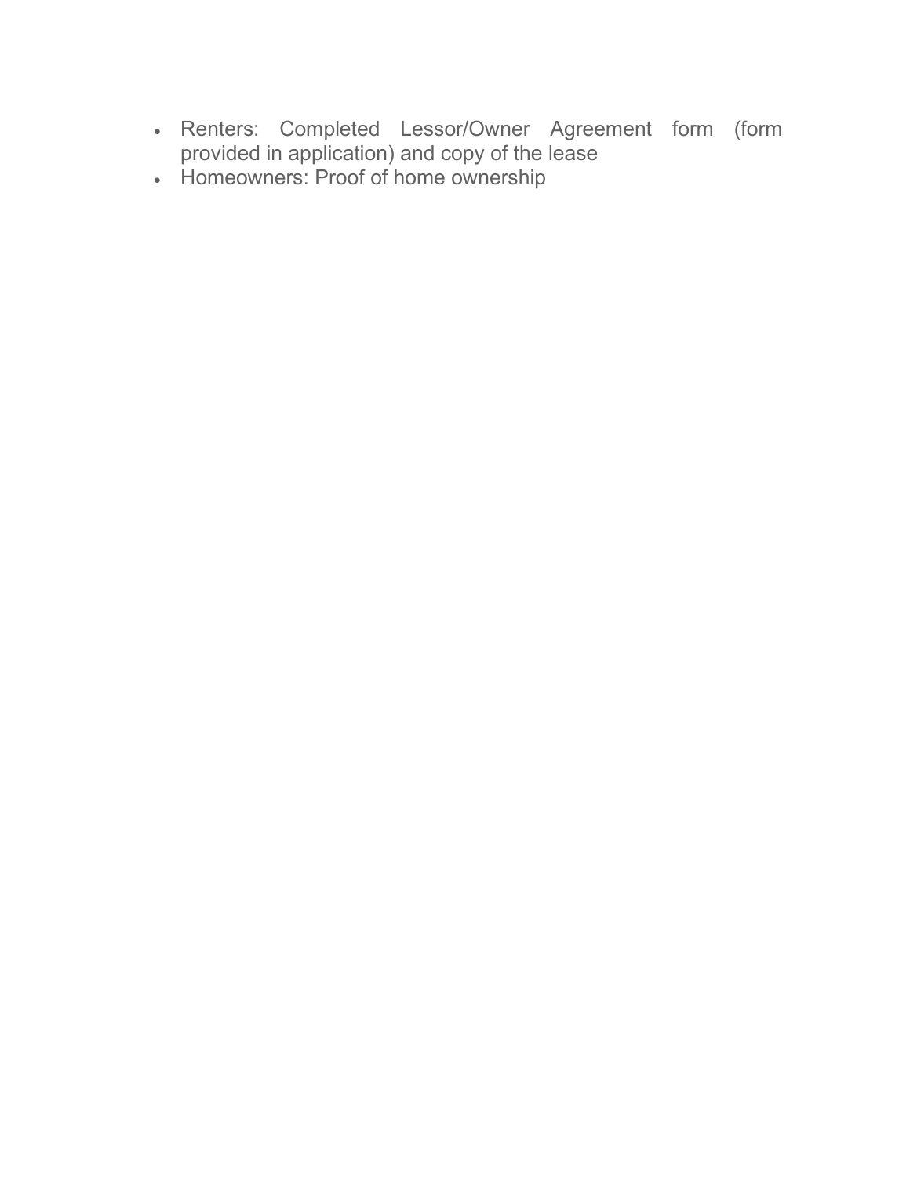- Renters: Completed Lessor/Owner Agreement form (form provided in application) and copy of the lease
- Homeowners: Proof of home ownership